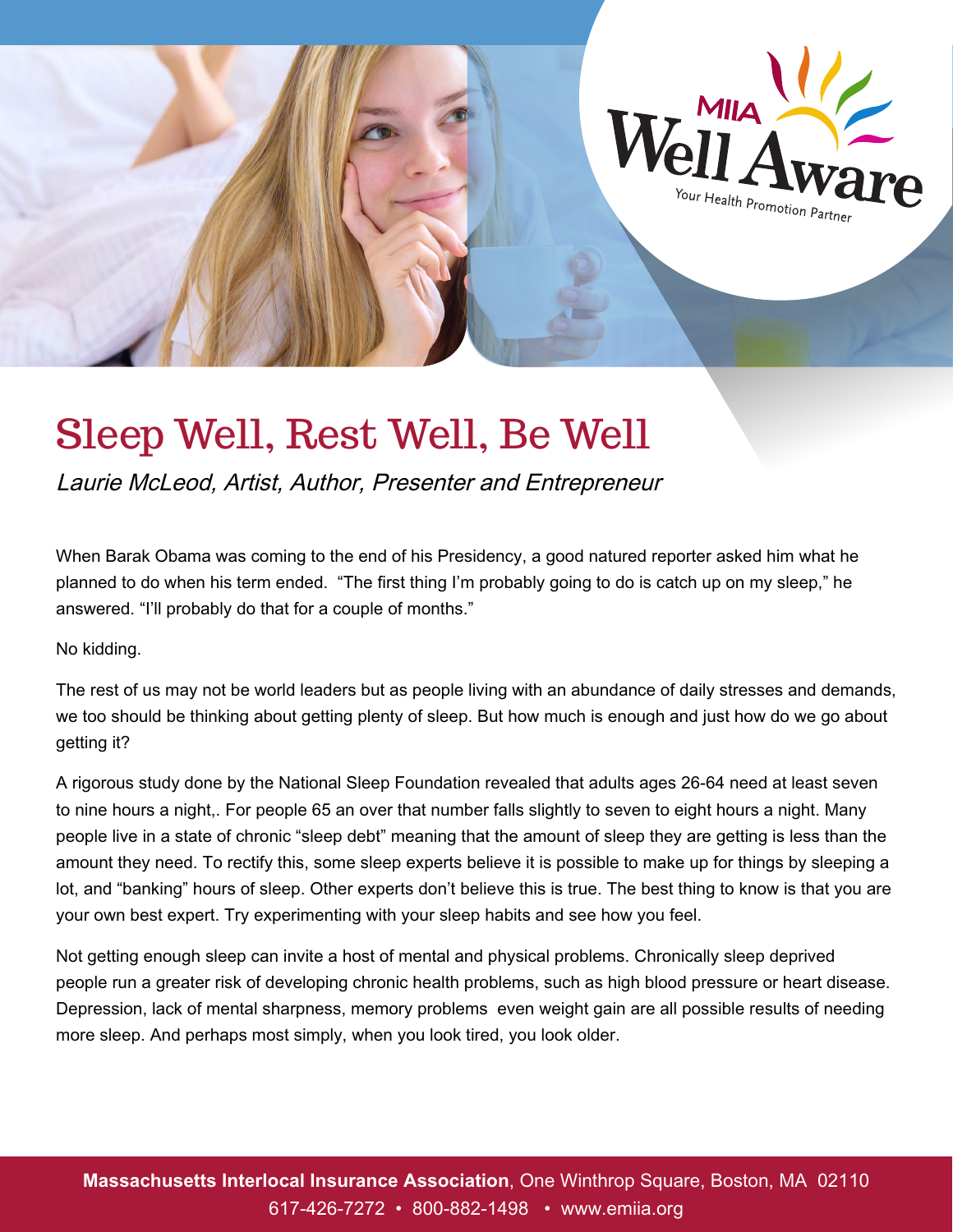# Sleep Well, Rest Well, Be Well

*Laurie McLeod, Artist, Author, Presenter and Entrepreneur*

When Barak Obama was coming to the end of his Presidency, a good natured reporter asked him what he planned to do when his term ended. "The first thing I'm probably going to do is catch up on my sleep," he answered. "I'll probably do that for a couple of months."

No kidding.

The rest of us may not be world leaders but as people living with an abundance of daily stresses and demands, we too should be thinking about getting plenty of sleep. But how much is enough and just how do we go about getting it?

A rigorous study done by the National Sleep Foundation revealed that adults ages 26-64 need at least seven to nine hours a night,. For people 65 an over that number falls slightly to seven to eight hours a night. Many people live in a state of chronic "sleep debt" meaning that the amount of sleep they are getting is less than the amount they need. To rectify this, some sleep experts believe it is possible to make up for things by sleeping a lot, and "banking" hours of sleep. Other experts don't believe this is true. The best thing to know is that you are your own best expert. Try experimenting with your sleep habits and see how you feel.

Not getting enough sleep can invite a host of mental and physical problems. Chronically sleep deprived people run a greater risk of developing chronic health problems, such as high blood pressure or heart disease. Depression, lack of mental sharpness, memory problems even weight gain are all possible results of needing more sleep. And perhaps most simply, when you look tired, you look older.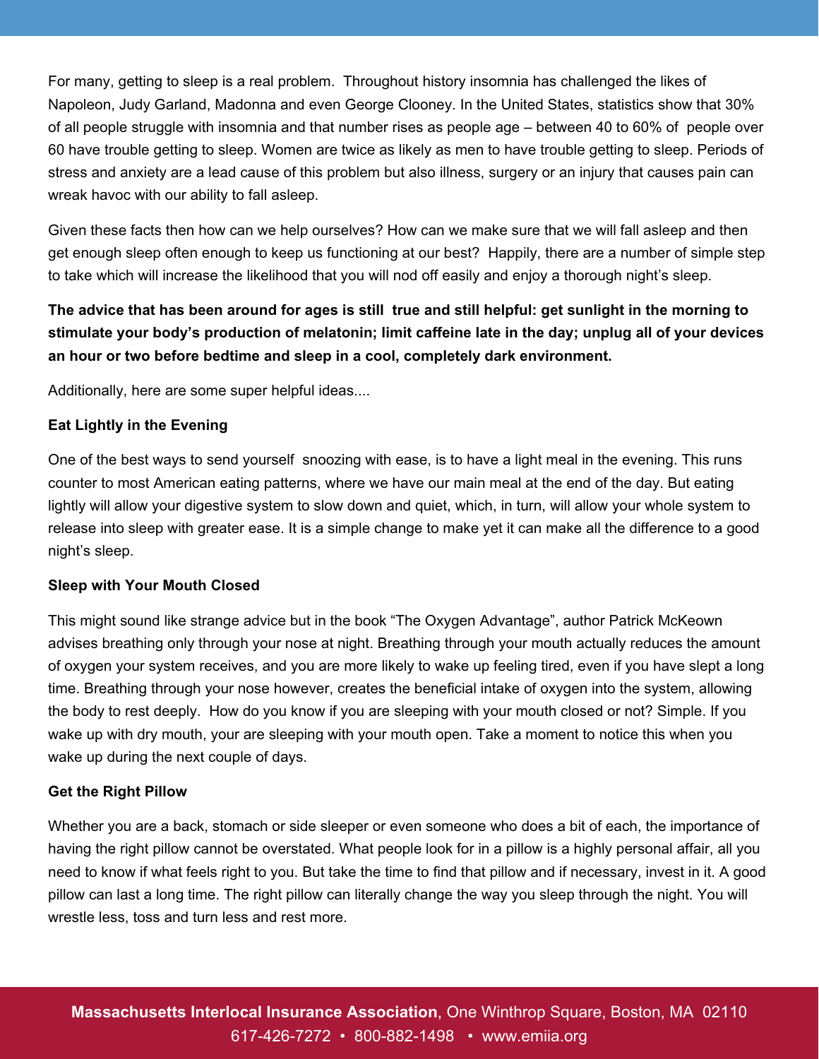For many, getting to sleep is a real problem. Throughout history insomnia has challenged the likes of Napoleon, Judy Garland, Madonna and even George Clooney. In the United States, statistics show that 30% of all people struggle with insomnia and that number rises as people age – between 40 to 60% of people over 60 have trouble getting to sleep. Women are twice as likely as men to have trouble getting to sleep. Periods of stress and anxiety are a lead cause of this problem but also illness, surgery or an injury that causes pain can wreak havoc with our ability to fall asleep.

Given these facts then how can we help ourselves? How can we make sure that we will fall asleep and then get enough sleep often enough to keep us functioning at our best? Happily, there are a number of simple step to take which will increase the likelihood that you will nod off easily and enjoy a thorough night's sleep.

**The advice that has been around for ages is still true and still helpful: get sunlight in the morning to stimulate your body's production of melatonin; limit caffeine late in the day; unplug all of your devices an hour or two before bedtime and sleep in a cool, completely dark environment.**

Additionally, here are some super helpful ideas....

**Eat Lightly in the Evening**

One of the best ways to send yourself snoozing with ease, is to have a light meal in the evening. This runs counter to most American eating patterns, where we have our main meal at the end of the day. But eating lightly will allow your digestive system to slow down and quiet, which, in turn, will allow your whole system to release into sleep with greater ease. It is a simple change to make yet it can make all the difference to a good night's sleep.

**Sleep with Your Mouth Closed**

This might sound like strange advice but in the book "The Oxygen Advantage", author Patrick McKeown advises breathing only through your nose at night. Breathing through your mouth actually reduces the amount of oxygen your system receives, and you are more likely to wake up feeling tired, even if you have slept a long time. Breathing through your nose however, creates the beneficial intake of oxygen into the system, allowing the body to rest deeply. How do you know if you are sleeping with your mouth closed or not? Simple. If you wake up with dry mouth, your are sleeping with your mouth open. Take a moment to notice this when you wake up during the next couple of days.

**Get the Right Pillow**

Whether you are a back, stomach or side sleeper or even someone who does a bit of each, the importance of having the right pillow cannot be overstated. What people look for in a pillow is a highly personal affair, all you need to know if what feels right to you. But take the time to find that pillow and if necessary, invest in it. A good pillow can last a long time. The right pillow can literally change the way you sleep through the night. You will wrestle less, toss and turn less and rest more.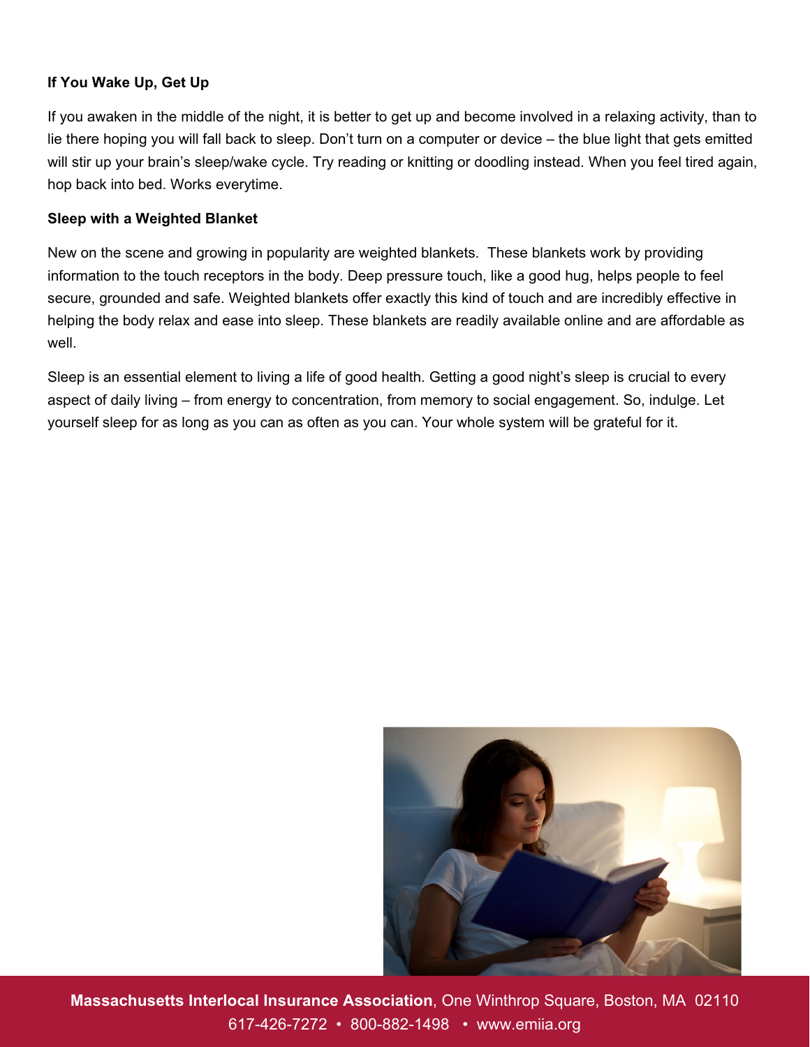**If You Wake Up, Get Up**

If you awaken in the middle of the night, it is better to get up and become involved in a relaxing activity, than to lie there hoping you will fall back to sleep. Don't turn on a computer or device – the blue light that gets emitted will stir up your brain's sleep/wake cycle. Try reading or knitting or doodling instead. When you feel tired again, hop back into bed. Works everytime.

**Sleep with a Weighted Blanket**

New on the scene and growing in popularity are weighted blankets. These blankets work by providing information to the touch receptors in the body. Deep pressure touch, like a good hug, helps people to feel secure, grounded and safe. Weighted blankets offer exactly this kind of touch and are incredibly effective in helping the body relax and ease into sleep. These blankets are readily available online and are affordable as well.

Sleep is an essential element to living a life of good health. Getting a good night's sleep is crucial to every aspect of daily living – from energy to concentration, from memory to social engagement. So, indulge. Let yourself sleep for as long as you can as often as you can. Your whole system will be grateful for it.

**Massachusetts Interlocal Insurance Association**, One Winthrop Square, Boston, MA 02110
617-426-7272 • 800-882-1498 • www.emiia.org